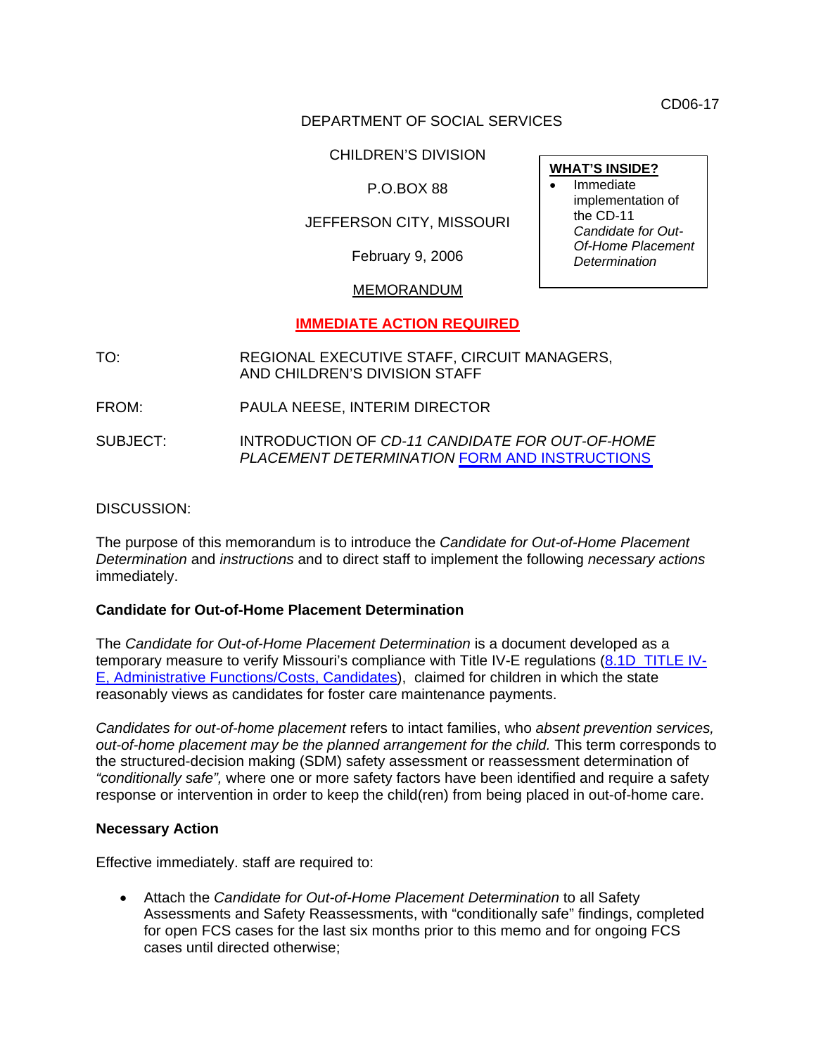CD06-17

DEPARTMENT OF SOCIAL SERVICES

CHILDREN'S DIVISION

P.O.BOX 88

JEFFERSON CITY, MISSOURI

February 9, 2006

MEMORANDUM

| **WHAT'S INSIDE?** |
|---|
| • Immediate implementation of the CD-11 *Candidate for Out-Of-Home Placement Determination* |

**IMMEDIATE ACTION REQUIRED**

TO: REGIONAL EXECUTIVE STAFF, CIRCUIT MANAGERS, AND CHILDREN'S DIVISION STAFF

FROM: PAULA NEESE, INTERIM DIRECTOR

SUBJECT: INTRODUCTION OF *CD-11 CANDIDATE FOR OUT-OF-HOME PLACEMENT DETERMINATION* FORM AND INSTRUCTIONS

DISCUSSION:

The purpose of this memorandum is to introduce the *Candidate for Out-of-Home Placement Determination* and *instructions* and to direct staff to implement the following *necessary actions* immediately.

**Candidate for Out-of-Home Placement Determination**

The *Candidate for Out-of-Home Placement Determination* is a document developed as a temporary measure to verify Missouri's compliance with Title IV-E regulations (8.1D TITLE IV-E, Administrative Functions/Costs, Candidates), claimed for children in which the state reasonably views as candidates for foster care maintenance payments.

*Candidates for out-of-home placement* refers to intact families, who *absent prevention services, out-of-home placement may be the planned arrangement for the child.* This term corresponds to the structured-decision making (SDM) safety assessment or reassessment determination of *"conditionally safe",* where one or more safety factors have been identified and require a safety response or intervention in order to keep the child(ren) from being placed in out-of-home care.

**Necessary Action**

Effective immediately. staff are required to:

- Attach the *Candidate for Out-of-Home Placement Determination* to all Safety Assessments and Safety Reassessments, with "conditionally safe" findings, completed for open FCS cases for the last six months prior to this memo and for ongoing FCS cases until directed otherwise;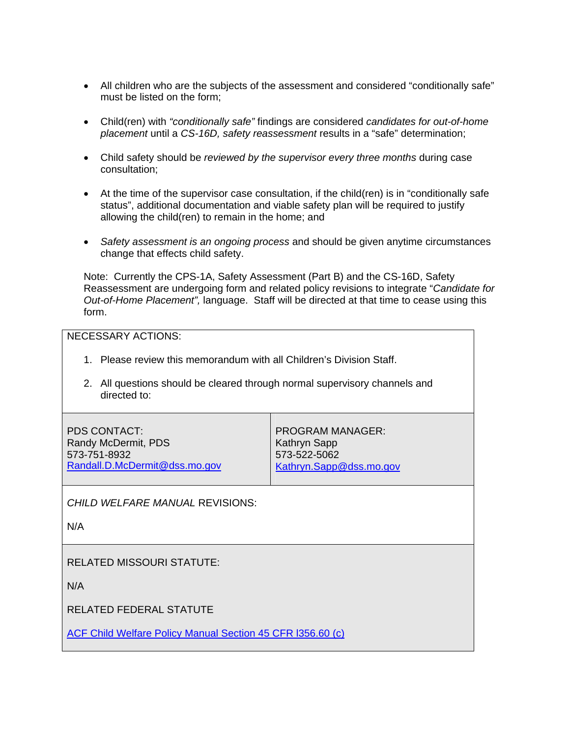- All children who are the subjects of the assessment and considered "conditionally safe" must be listed on the form;

- Child(ren) with *"conditionally safe"* findings are considered *candidates for out-of-home placement* until a *CS-16D, safety reassessment* results in a "safe" determination;

- Child safety should be *reviewed by the supervisor every three months* during case consultation;

- At the time of the supervisor case consultation, if the child(ren) is in "conditionally safe status", additional documentation and viable safety plan will be required to justify allowing the child(ren) to remain in the home; and

- *Safety assessment is an ongoing process* and should be given anytime circumstances change that effects child safety.

Note: Currently the CPS-1A, Safety Assessment (Part B) and the CS-16D, Safety Reassessment are undergoing form and related policy revisions to integrate "*Candidate for Out-of-Home Placement",* language. Staff will be directed at that time to cease using this form.

NECESSARY ACTIONS:

1. Please review this memorandum with all Children's Division Staff.

2. All questions should be cleared through normal supervisory channels and directed to:

| PDS CONTACT: | PROGRAM MANAGER: |
| --- | --- |
| Randy McDermit, PDS<br>573-751-8932<br>Randall.D.McDermit@dss.mo.gov | Kathryn Sapp<br>573-522-5062<br>Kathryn.Sapp@dss.mo.gov |

*CHILD WELFARE MANUAL* REVISIONS:

N/A

RELATED MISSOURI STATUTE:

N/A

RELATED FEDERAL STATUTE

ACF Child Welfare Policy Manual Section 45 CFR l356.60 (c)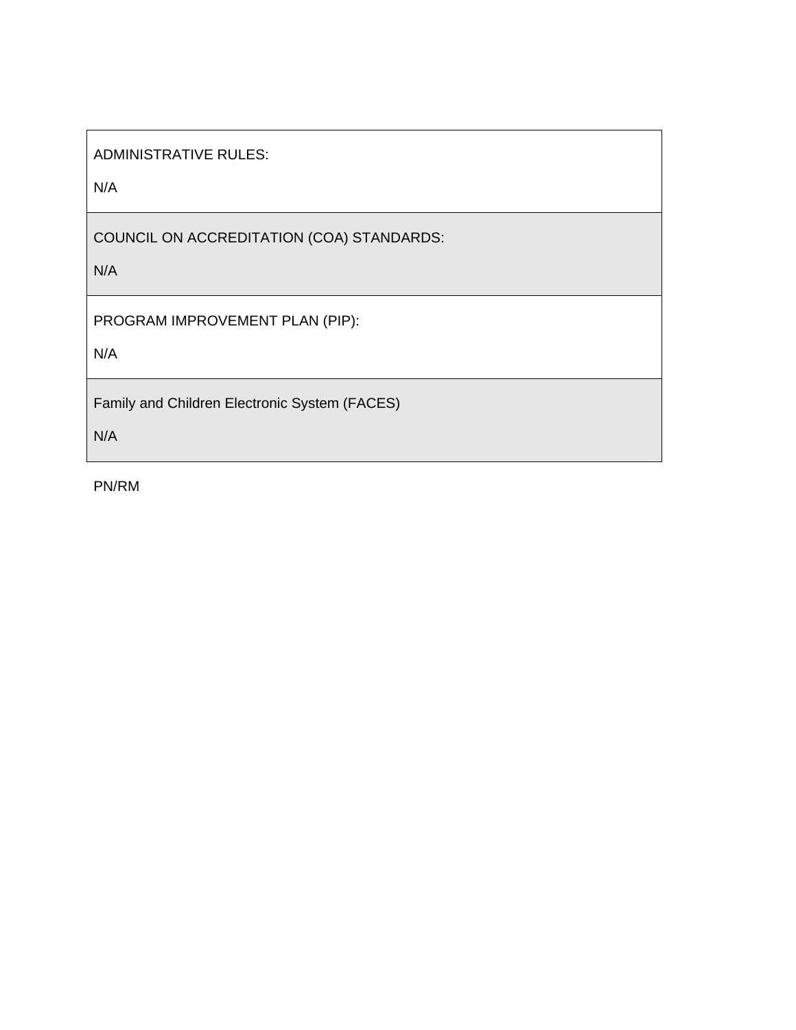| |
|---|
| ADMINISTRATIVE RULES:<br><br>N/A |
| COUNCIL ON ACCREDITATION (COA) STANDARDS:<br><br>N/A |
| PROGRAM IMPROVEMENT PLAN (PIP):<br><br>N/A |
| Family and Children Electronic System (FACES)<br><br>N/A |

PN/RM